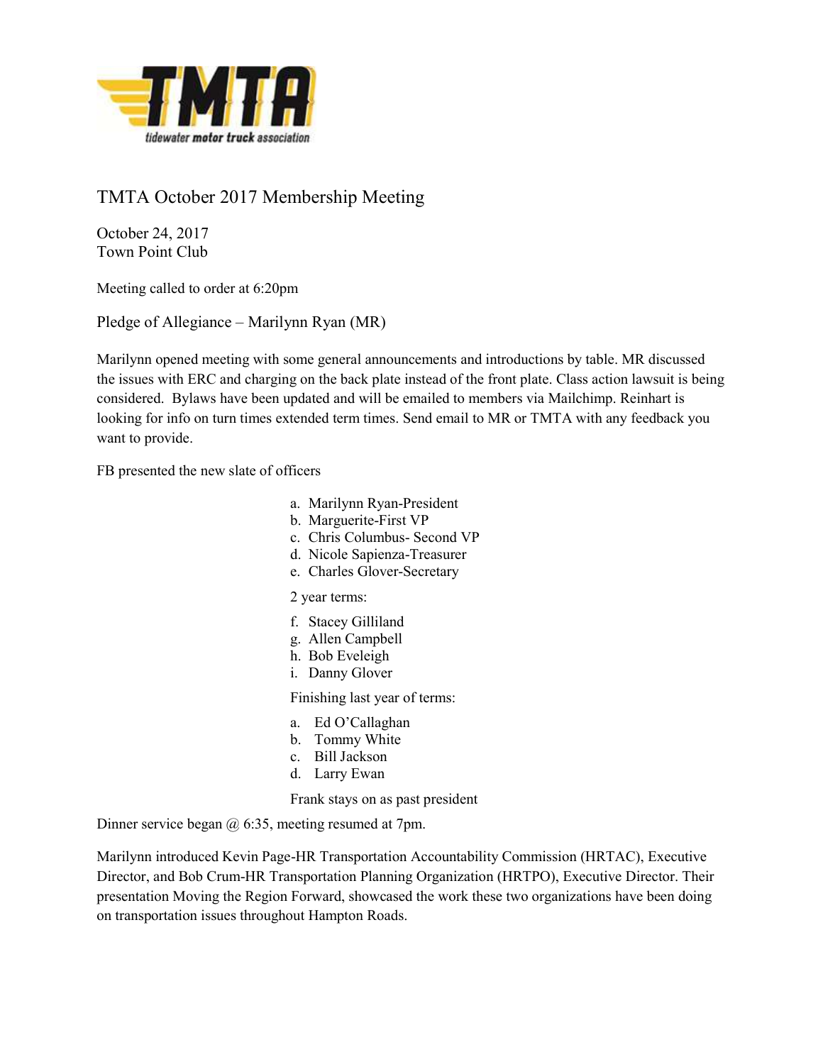# TMTA October 2017 Membership Meeting

October 24, 2017
Town Point Club

Meeting called to order at 6:20pm

Pledge of Allegiance – Marilynn Ryan (MR)

Marilynn opened meeting with some general announcements and introductions by table. MR discussed the issues with ERC and charging on the back plate instead of the front plate. Class action lawsuit is being considered. Bylaws have been updated and will be emailed to members via Mailchimp. Reinhart is looking for info on turn times extended term times. Send email to MR or TMTA with any feedback you want to provide.

FB presented the new slate of officers

a. Marilynn Ryan-President
b. Marguerite-First VP
c. Chris Columbus- Second VP
d. Nicole Sapienza-Treasurer
e. Charles Glover-Secretary

2 year terms:

f. Stacey Gilliland
g. Allen Campbell
h. Bob Eveleigh
i. Danny Glover

Finishing last year of terms:

a. Ed O'Callaghan
b. Tommy White
c. Bill Jackson
d. Larry Ewan

Frank stays on as past president

Dinner service began @ 6:35, meeting resumed at 7pm.

Marilynn introduced Kevin Page-HR Transportation Accountability Commission (HRTAC), Executive Director, and Bob Crum-HR Transportation Planning Organization (HRTPO), Executive Director. Their presentation Moving the Region Forward, showcased the work these two organizations have been doing on transportation issues throughout Hampton Roads.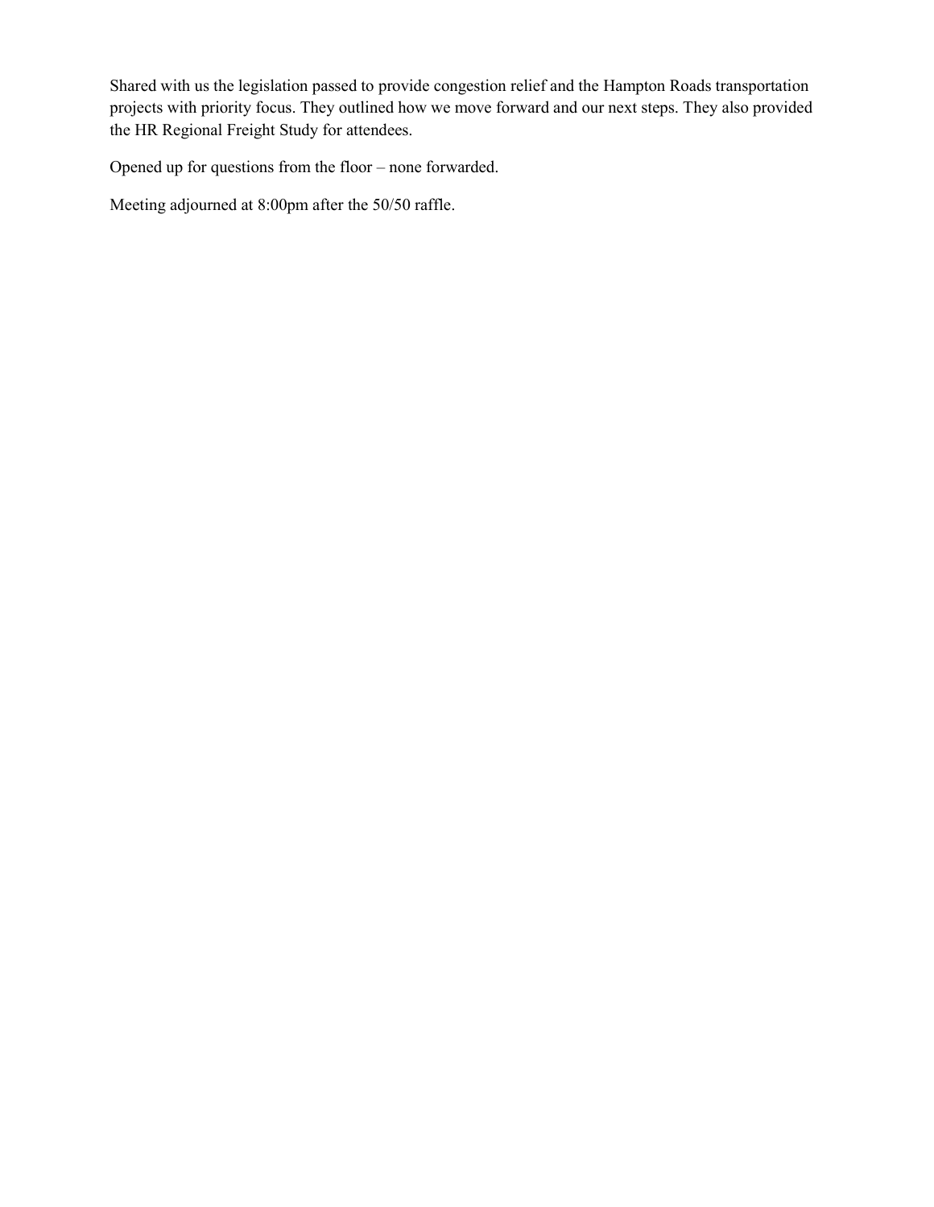Shared with us the legislation passed to provide congestion relief and the Hampton Roads transportation projects with priority focus. They outlined how we move forward and our next steps. They also provided the HR Regional Freight Study for attendees.

Opened up for questions from the floor – none forwarded.

Meeting adjourned at 8:00pm after the 50/50 raffle.